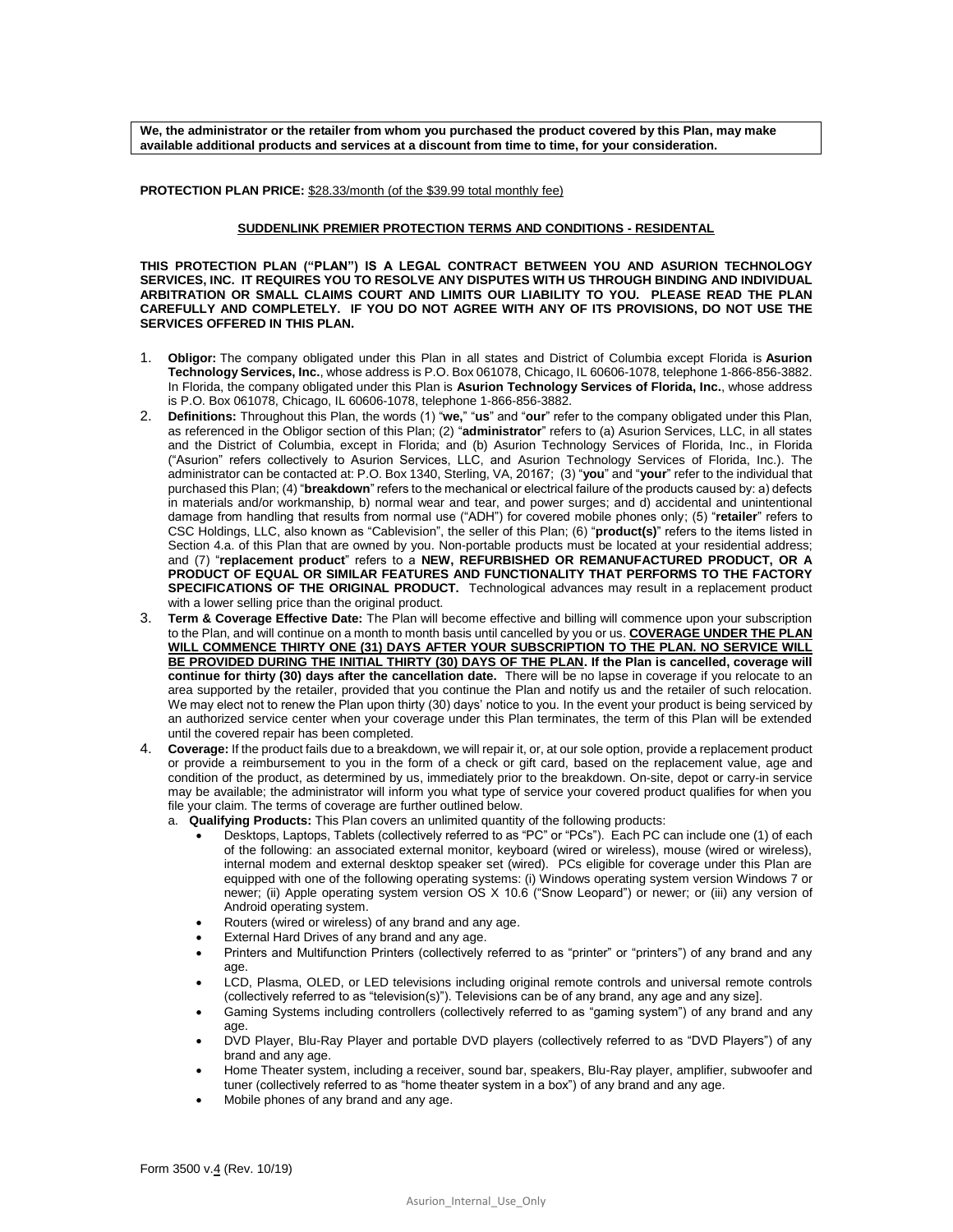**We, the administrator or the retailer from whom you purchased the product covered by this Plan, may make available additional products and services at a discount from time to time, for your consideration.**

**PROTECTION PLAN PRICE:** $28.33/month (of the $39.99 total monthly fee)

## SUDDENLINK PREMIER PROTECTION TERMS AND CONDITIONS - RESIDENTAL

**THIS PROTECTION PLAN ("PLAN") IS A LEGAL CONTRACT BETWEEN YOU AND ASURION TECHNOLOGY SERVICES, INC. IT REQUIRES YOU TO RESOLVE ANY DISPUTES WITH US THROUGH BINDING AND INDIVIDUAL ARBITRATION OR SMALL CLAIMS COURT AND LIMITS OUR LIABILITY TO YOU. PLEASE READ THE PLAN CAREFULLY AND COMPLETELY. IF YOU DO NOT AGREE WITH ANY OF ITS PROVISIONS, DO NOT USE THE SERVICES OFFERED IN THIS PLAN.**

1. **Obligor:** The company obligated under this Plan in all states and District of Columbia except Florida is **Asurion Technology Services, Inc.**, whose address is P.O. Box 061078, Chicago, IL 60606-1078, telephone 1-866-856-3882. In Florida, the company obligated under this Plan is **Asurion Technology Services of Florida, Inc.**, whose address is P.O. Box 061078, Chicago, IL 60606-1078, telephone 1-866-856-3882.
2. **Definitions:** Throughout this Plan, the words (1) "**we,**" "**us**" and "**our**" refer to the company obligated under this Plan, as referenced in the Obligor section of this Plan; (2) "**administrator**" refers to (a) Asurion Services, LLC, in all states and the District of Columbia, except in Florida; and (b) Asurion Technology Services of Florida, Inc., in Florida ("Asurion" refers collectively to Asurion Services, LLC, and Asurion Technology Services of Florida, Inc.). The administrator can be contacted at: P.O. Box 1340, Sterling, VA, 20167; (3) "**you**" and "**your**" refer to the individual that purchased this Plan; (4) "**breakdown**" refers to the mechanical or electrical failure of the products caused by: a) defects in materials and/or workmanship, b) normal wear and tear, and power surges; and d) accidental and unintentional damage from handling that results from normal use ("ADH") for covered mobile phones only; (5) "**retailer**" refers to CSC Holdings, LLC, also known as "Cablevision", the seller of this Plan; (6) "**product(s)**" refers to the items listed in Section 4.a. of this Plan that are owned by you. Non-portable products must be located at your residential address; and (7) "**replacement product**" refers to a **NEW, REFURBISHED OR REMANUFACTURED PRODUCT, OR A PRODUCT OF EQUAL OR SIMILAR FEATURES AND FUNCTIONALITY THAT PERFORMS TO THE FACTORY SPECIFICATIONS OF THE ORIGINAL PRODUCT.** Technological advances may result in a replacement product with a lower selling price than the original product.
3. **Term & Coverage Effective Date:** The Plan will become effective and billing will commence upon your subscription to the Plan, and will continue on a month to month basis until cancelled by you or us. **COVERAGE UNDER THE PLAN WILL COMMENCE THIRTY ONE (31) DAYS AFTER YOUR SUBSCRIPTION TO THE PLAN. NO SERVICE WILL BE PROVIDED DURING THE INITIAL THIRTY (30) DAYS OF THE PLAN. If the Plan is cancelled, coverage will continue for thirty (30) days after the cancellation date.** There will be no lapse in coverage if you relocate to an area supported by the retailer, provided that you continue the Plan and notify us and the retailer of such relocation. We may elect not to renew the Plan upon thirty (30) days' notice to you. In the event your product is being serviced by an authorized service center when your coverage under this Plan terminates, the term of this Plan will be extended until the covered repair has been completed.
4. **Coverage:** If the product fails due to a breakdown, we will repair it, or, at our sole option, provide a replacement product or provide a reimbursement to you in the form of a check or gift card, based on the replacement value, age and condition of the product, as determined by us, immediately prior to the breakdown. On-site, depot or carry-in service may be available; the administrator will inform you what type of service your covered product qualifies for when you file your claim. The terms of coverage are further outlined below.
   a. **Qualifying Products:** This Plan covers an unlimited quantity of the following products:
      - Desktops, Laptops, Tablets (collectively referred to as "PC" or "PCs"). Each PC can include one (1) of each of the following: an associated external monitor, keyboard (wired or wireless), mouse (wired or wireless), internal modem and external desktop speaker set (wired). PCs eligible for coverage under this Plan are equipped with one of the following operating systems: (i) Windows operating system version Windows 7 or newer; (ii) Apple operating system version OS X 10.6 ("Snow Leopard") or newer; or (iii) any version of Android operating system.
      - Routers (wired or wireless) of any brand and any age.
      - External Hard Drives of any brand and any age.
      - Printers and Multifunction Printers (collectively referred to as "printer" or "printers") of any brand and any age.
      - LCD, Plasma, OLED, or LED televisions including original remote controls and universal remote controls (collectively referred to as "television(s)"). Televisions can be of any brand, any age and any size].
      - Gaming Systems including controllers (collectively referred to as "gaming system") of any brand and any age.
      - DVD Player, Blu-Ray Player and portable DVD players (collectively referred to as "DVD Players") of any brand and any age.
      - Home Theater system, including a receiver, sound bar, speakers, Blu-Ray player, amplifier, subwoofer and tuner (collectively referred to as "home theater system in a box") of any brand and any age.
      - Mobile phones of any brand and any age.

Form 3500 v.4 (Rev. 10/19)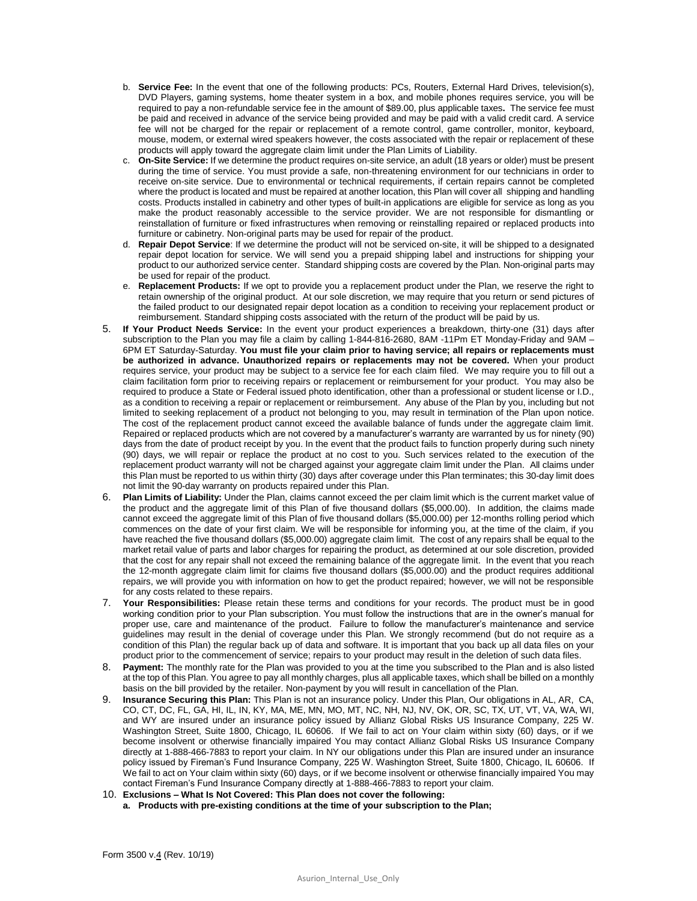b. **Service Fee:** In the event that one of the following products: PCs, Routers, External Hard Drives, television(s), DVD Players, gaming systems, home theater system in a box, and mobile phones requires service, you will be required to pay a non-refundable service fee in the amount of $89.00, plus applicable taxes**.** The service fee must be paid and received in advance of the service being provided and may be paid with a valid credit card. A service fee will not be charged for the repair or replacement of a remote control, game controller, monitor, keyboard, mouse, modem, or external wired speakers however, the costs associated with the repair or replacement of these products will apply toward the aggregate claim limit under the Plan Limits of Liability.

c. **On-Site Service:** If we determine the product requires on-site service, an adult (18 years or older) must be present during the time of service. You must provide a safe, non-threatening environment for our technicians in order to receive on-site service. Due to environmental or technical requirements, if certain repairs cannot be completed where the product is located and must be repaired at another location, this Plan will cover all shipping and handling costs. Products installed in cabinetry and other types of built-in applications are eligible for service as long as you make the product reasonably accessible to the service provider. We are not responsible for dismantling or reinstallation of furniture or fixed infrastructures when removing or reinstalling repaired or replaced products into furniture or cabinetry. Non-original parts may be used for repair of the product.

d. **Repair Depot Service**: If we determine the product will not be serviced on-site, it will be shipped to a designated repair depot location for service. We will send you a prepaid shipping label and instructions for shipping your product to our authorized service center. Standard shipping costs are covered by the Plan. Non-original parts may be used for repair of the product.

e. **Replacement Products:** If we opt to provide you a replacement product under the Plan, we reserve the right to retain ownership of the original product. At our sole discretion, we may require that you return or send pictures of the failed product to our designated repair depot location as a condition to receiving your replacement product or reimbursement. Standard shipping costs associated with the return of the product will be paid by us.

5. **If Your Product Needs Service:** In the event your product experiences a breakdown, thirty-one (31) days after subscription to the Plan you may file a claim by calling 1-844-816-2680, 8AM -11Pm ET Monday-Friday and 9AM – 6PM ET Saturday-Saturday. **You must file your claim prior to having service; all repairs or replacements must be authorized in advance. Unauthorized repairs or replacements may not be covered.** When your product requires service, your product may be subject to a service fee for each claim filed. We may require you to fill out a claim facilitation form prior to receiving repairs or replacement or reimbursement for your product. You may also be required to produce a State or Federal issued photo identification, other than a professional or student license or I.D., as a condition to receiving a repair or replacement or reimbursement. Any abuse of the Plan by you, including but not limited to seeking replacement of a product not belonging to you, may result in termination of the Plan upon notice. The cost of the replacement product cannot exceed the available balance of funds under the aggregate claim limit. Repaired or replaced products which are not covered by a manufacturer's warranty are warranted by us for ninety (90) days from the date of product receipt by you. In the event that the product fails to function properly during such ninety (90) days, we will repair or replace the product at no cost to you. Such services related to the execution of the replacement product warranty will not be charged against your aggregate claim limit under the Plan. All claims under this Plan must be reported to us within thirty (30) days after coverage under this Plan terminates; this 30-day limit does not limit the 90-day warranty on products repaired under this Plan.

6. **Plan Limits of Liability:** Under the Plan, claims cannot exceed the per claim limit which is the current market value of the product and the aggregate limit of this Plan of five thousand dollars ($5,000.00). In addition, the claims made cannot exceed the aggregate limit of this Plan of five thousand dollars ($5,000.00) per 12-months rolling period which commences on the date of your first claim. We will be responsible for informing you, at the time of the claim, if you have reached the five thousand dollars ($5,000.00) aggregate claim limit. The cost of any repairs shall be equal to the market retail value of parts and labor charges for repairing the product, as determined at our sole discretion, provided that the cost for any repair shall not exceed the remaining balance of the aggregate limit. In the event that you reach the 12-month aggregate claim limit for claims five thousand dollars ($5,000.00) and the product requires additional repairs, we will provide you with information on how to get the product repaired; however, we will not be responsible for any costs related to these repairs.

7. **Your Responsibilities:** Please retain these terms and conditions for your records. The product must be in good working condition prior to your Plan subscription. You must follow the instructions that are in the owner's manual for proper use, care and maintenance of the product. Failure to follow the manufacturer's maintenance and service guidelines may result in the denial of coverage under this Plan. We strongly recommend (but do not require as a condition of this Plan) the regular back up of data and software. It is important that you back up all data files on your product prior to the commencement of service; repairs to your product may result in the deletion of such data files.

8. **Payment:** The monthly rate for the Plan was provided to you at the time you subscribed to the Plan and is also listed at the top of this Plan. You agree to pay all monthly charges, plus all applicable taxes, which shall be billed on a monthly basis on the bill provided by the retailer. Non-payment by you will result in cancellation of the Plan.

9. **Insurance Securing this Plan:** This Plan is not an insurance policy. Under this Plan, Our obligations in AL, AR, CA, CO, CT, DC, FL, GA, HI, IL, IN, KY, MA, ME, MN, MO, MT, NC, NH, NJ, NV, OK, OR, SC, TX, UT, VT, VA, WA, WI, and WY are insured under an insurance policy issued by Allianz Global Risks US Insurance Company, 225 W. Washington Street, Suite 1800, Chicago, IL 60606. If We fail to act on Your claim within sixty (60) days, or if we become insolvent or otherwise financially impaired You may contact Allianz Global Risks US Insurance Company directly at 1-888-466-7883 to report your claim. In NY our obligations under this Plan are insured under an insurance policy issued by Fireman's Fund Insurance Company, 225 W. Washington Street, Suite 1800, Chicago, IL 60606. If We fail to act on Your claim within sixty (60) days, or if we become insolvent or otherwise financially impaired You may contact Fireman's Fund Insurance Company directly at 1-888-466-7883 to report your claim.

10. **Exclusions – What Is Not Covered: This Plan does not cover the following:**

    **a. Products with pre-existing conditions at the time of your subscription to the Plan;**

Form 3500 v.4 (Rev. 10/19)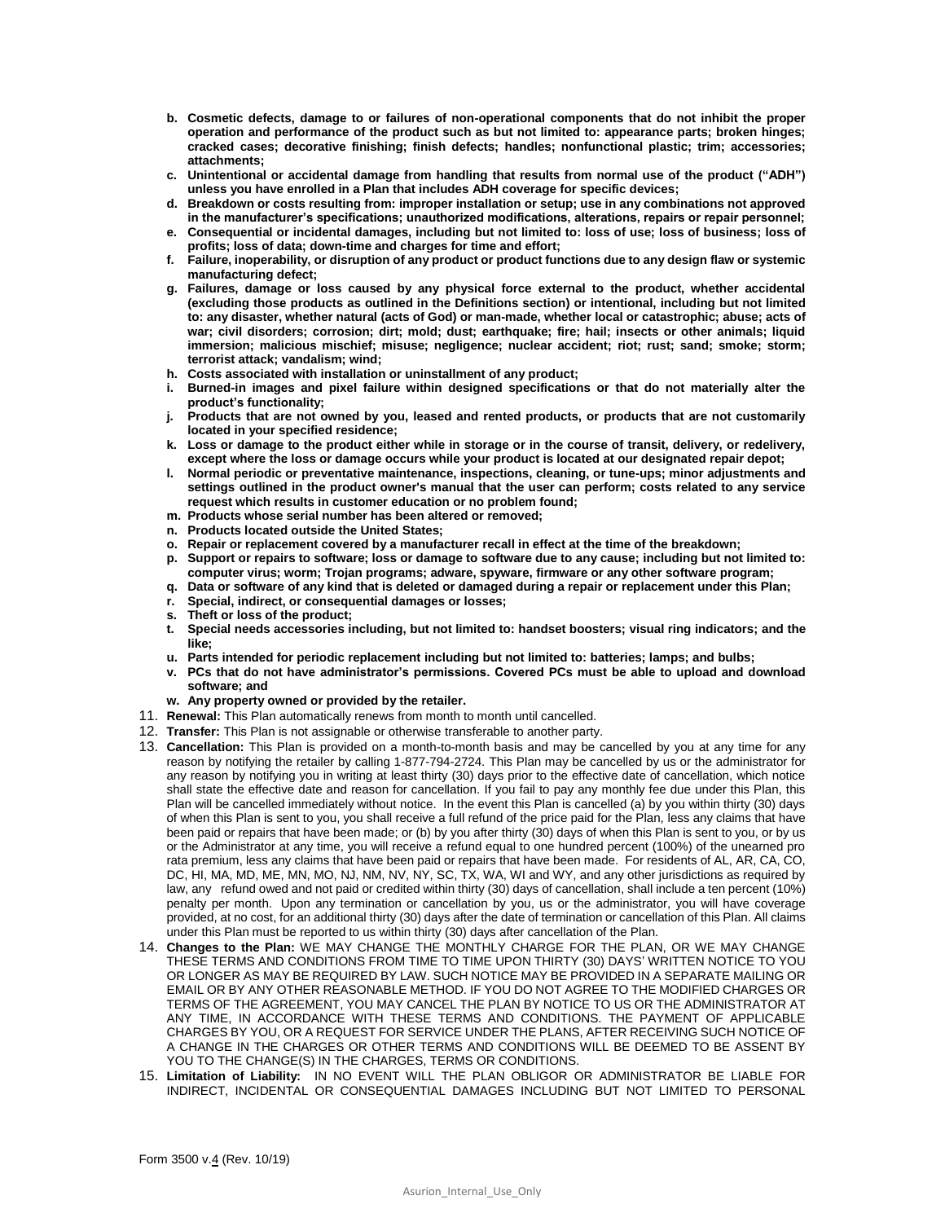b. **Cosmetic defects, damage to or failures of non-operational components that do not inhibit the proper operation and performance of the product such as but not limited to: appearance parts; broken hinges; cracked cases; decorative finishing; finish defects; handles; nonfunctional plastic; trim; accessories; attachments;**
c. **Unintentional or accidental damage from handling that results from normal use of the product ("ADH") unless you have enrolled in a Plan that includes ADH coverage for specific devices;**
d. **Breakdown or costs resulting from: improper installation or setup; use in any combinations not approved in the manufacturer's specifications; unauthorized modifications, alterations, repairs or repair personnel;**
e. **Consequential or incidental damages, including but not limited to: loss of use; loss of business; loss of profits; loss of data; down-time and charges for time and effort;**
f. **Failure, inoperability, or disruption of any product or product functions due to any design flaw or systemic manufacturing defect;**
g. **Failures, damage or loss caused by any physical force external to the product, whether accidental (excluding those products as outlined in the Definitions section) or intentional, including but not limited to: any disaster, whether natural (acts of God) or man-made, whether local or catastrophic; abuse; acts of war; civil disorders; corrosion; dirt; mold; dust; earthquake; fire; hail; insects or other animals; liquid immersion; malicious mischief; misuse; negligence; nuclear accident; riot; rust; sand; smoke; storm; terrorist attack; vandalism; wind;**
h. **Costs associated with installation or uninstallment of any product;**
i. **Burned-in images and pixel failure within designed specifications or that do not materially alter the product's functionality;**
j. **Products that are not owned by you, leased and rented products, or products that are not customarily located in your specified residence;**
k. **Loss or damage to the product either while in storage or in the course of transit, delivery, or redelivery, except where the loss or damage occurs while your product is located at our designated repair depot;**
l. **Normal periodic or preventative maintenance, inspections, cleaning, or tune-ups; minor adjustments and settings outlined in the product owner's manual that the user can perform; costs related to any service request which results in customer education or no problem found;**
m. **Products whose serial number has been altered or removed;**
n. **Products located outside the United States;**
o. **Repair or replacement covered by a manufacturer recall in effect at the time of the breakdown;**
p. **Support or repairs to software; loss or damage to software due to any cause; including but not limited to: computer virus; worm; Trojan programs; adware, spyware, firmware or any other software program;**
q. **Data or software of any kind that is deleted or damaged during a repair or replacement under this Plan;**
r. **Special, indirect, or consequential damages or losses;**
s. **Theft or loss of the product;**
t. **Special needs accessories including, but not limited to: handset boosters; visual ring indicators; and the like;**
u. **Parts intended for periodic replacement including but not limited to: batteries; lamps; and bulbs;**
v. **PCs that do not have administrator's permissions. Covered PCs must be able to upload and download software; and**
w. **Any property owned or provided by the retailer.**

11. **Renewal:** This Plan automatically renews from month to month until cancelled.
12. **Transfer:** This Plan is not assignable or otherwise transferable to another party.
13. **Cancellation:** This Plan is provided on a month-to-month basis and may be cancelled by you at any time for any reason by notifying the retailer by calling 1-877-794-2724. This Plan may be cancelled by us or the administrator for any reason by notifying you in writing at least thirty (30) days prior to the effective date of cancellation, which notice shall state the effective date and reason for cancellation. If you fail to pay any monthly fee due under this Plan, this Plan will be cancelled immediately without notice. In the event this Plan is cancelled (a) by you within thirty (30) days of when this Plan is sent to you, you shall receive a full refund of the price paid for the Plan, less any claims that have been paid or repairs that have been made; or (b) by you after thirty (30) days of when this Plan is sent to you, or by us or the Administrator at any time, you will receive a refund equal to one hundred percent (100%) of the unearned pro rata premium, less any claims that have been paid or repairs that have been made. For residents of AL, AR, CA, CO, DC, HI, MA, MD, ME, MN, MO, NJ, NM, NV, NY, SC, TX, WA, WI and WY, and any other jurisdictions as required by law, any refund owed and not paid or credited within thirty (30) days of cancellation, shall include a ten percent (10%) penalty per month. Upon any termination or cancellation by you, us or the administrator, you will have coverage provided, at no cost, for an additional thirty (30) days after the date of termination or cancellation of this Plan. All claims under this Plan must be reported to us within thirty (30) days after cancellation of the Plan.
14. **Changes to the Plan:** WE MAY CHANGE THE MONTHLY CHARGE FOR THE PLAN, OR WE MAY CHANGE THESE TERMS AND CONDITIONS FROM TIME TO TIME UPON THIRTY (30) DAYS' WRITTEN NOTICE TO YOU OR LONGER AS MAY BE REQUIRED BY LAW. SUCH NOTICE MAY BE PROVIDED IN A SEPARATE MAILING OR EMAIL OR BY ANY OTHER REASONABLE METHOD. IF YOU DO NOT AGREE TO THE MODIFIED CHARGES OR TERMS OF THE AGREEMENT, YOU MAY CANCEL THE PLAN BY NOTICE TO US OR THE ADMINISTRATOR AT ANY TIME, IN ACCORDANCE WITH THESE TERMS AND CONDITIONS. THE PAYMENT OF APPLICABLE CHARGES BY YOU, OR A REQUEST FOR SERVICE UNDER THE PLANS, AFTER RECEIVING SUCH NOTICE OF A CHANGE IN THE CHARGES OR OTHER TERMS AND CONDITIONS WILL BE DEEMED TO BE ASSENT BY YOU TO THE CHANGE(S) IN THE CHARGES, TERMS OR CONDITIONS.
15. **Limitation of Liability:** IN NO EVENT WILL THE PLAN OBLIGOR OR ADMINISTRATOR BE LIABLE FOR INDIRECT, INCIDENTAL OR CONSEQUENTIAL DAMAGES INCLUDING BUT NOT LIMITED TO PERSONAL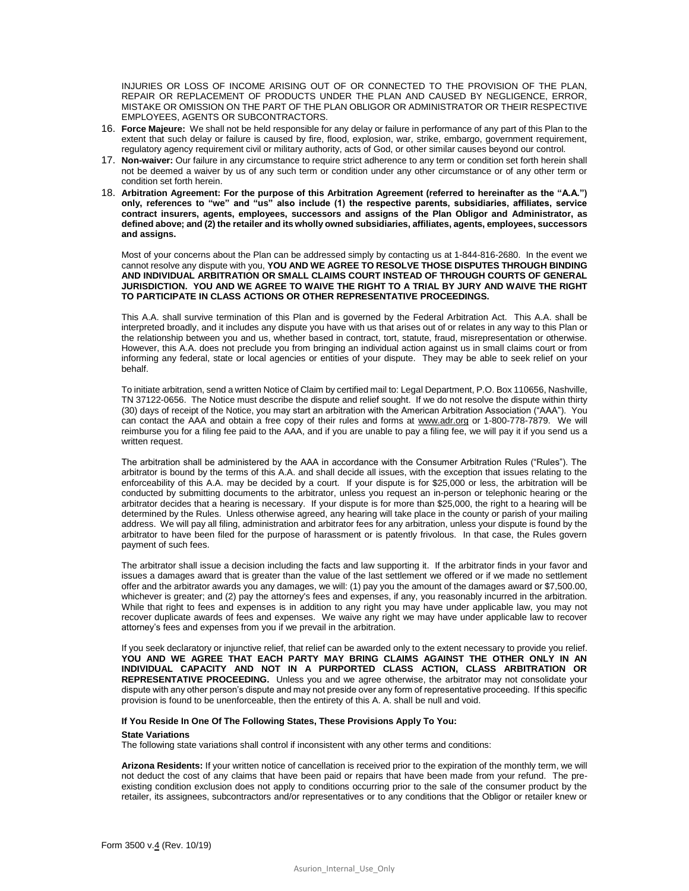INJURIES OR LOSS OF INCOME ARISING OUT OF OR CONNECTED TO THE PROVISION OF THE PLAN, REPAIR OR REPLACEMENT OF PRODUCTS UNDER THE PLAN AND CAUSED BY NEGLIGENCE, ERROR, MISTAKE OR OMISSION ON THE PART OF THE PLAN OBLIGOR OR ADMINISTRATOR OR THEIR RESPECTIVE EMPLOYEES, AGENTS OR SUBCONTRACTORS.

16. **Force Majeure:** We shall not be held responsible for any delay or failure in performance of any part of this Plan to the extent that such delay or failure is caused by fire, flood, explosion, war, strike, embargo, government requirement, regulatory agency requirement civil or military authority, acts of God, or other similar causes beyond our control.
17. **Non-waiver:** Our failure in any circumstance to require strict adherence to any term or condition set forth herein shall not be deemed a waiver by us of any such term or condition under any other circumstance or of any other term or condition set forth herein.
18. **Arbitration Agreement: For the purpose of this Arbitration Agreement (referred to hereinafter as the "A.A.") only, references to "we" and "us" also include (1) the respective parents, subsidiaries, affiliates, service contract insurers, agents, employees, successors and assigns of the Plan Obligor and Administrator, as defined above; and (2) the retailer and its wholly owned subsidiaries, affiliates, agents, employees, successors and assigns.**

    Most of your concerns about the Plan can be addressed simply by contacting us at 1-844-816-2680. In the event we cannot resolve any dispute with you, **YOU AND WE AGREE TO RESOLVE THOSE DISPUTES THROUGH BINDING AND INDIVIDUAL ARBITRATION OR SMALL CLAIMS COURT INSTEAD OF THROUGH COURTS OF GENERAL JURISDICTION. YOU AND WE AGREE TO WAIVE THE RIGHT TO A TRIAL BY JURY AND WAIVE THE RIGHT TO PARTICIPATE IN CLASS ACTIONS OR OTHER REPRESENTATIVE PROCEEDINGS.**

    This A.A. shall survive termination of this Plan and is governed by the Federal Arbitration Act. This A.A. shall be interpreted broadly, and it includes any dispute you have with us that arises out of or relates in any way to this Plan or the relationship between you and us, whether based in contract, tort, statute, fraud, misrepresentation or otherwise. However, this A.A. does not preclude you from bringing an individual action against us in small claims court or from informing any federal, state or local agencies or entities of your dispute. They may be able to seek relief on your behalf.

    To initiate arbitration, send a written Notice of Claim by certified mail to: Legal Department, P.O. Box 110656, Nashville, TN 37122-0656. The Notice must describe the dispute and relief sought. If we do not resolve the dispute within thirty (30) days of receipt of the Notice, you may start an arbitration with the American Arbitration Association ("AAA"). You can contact the AAA and obtain a free copy of their rules and forms at www.adr.org or 1-800-778-7879. We will reimburse you for a filing fee paid to the AAA, and if you are unable to pay a filing fee, we will pay it if you send us a written request.

    The arbitration shall be administered by the AAA in accordance with the Consumer Arbitration Rules ("Rules"). The arbitrator is bound by the terms of this A.A. and shall decide all issues, with the exception that issues relating to the enforceability of this A.A. may be decided by a court. If your dispute is for $25,000 or less, the arbitration will be conducted by submitting documents to the arbitrator, unless you request an in-person or telephonic hearing or the arbitrator decides that a hearing is necessary. If your dispute is for more than $25,000, the right to a hearing will be determined by the Rules. Unless otherwise agreed, any hearing will take place in the county or parish of your mailing address. We will pay all filing, administration and arbitrator fees for any arbitration, unless your dispute is found by the arbitrator to have been filed for the purpose of harassment or is patently frivolous. In that case, the Rules govern payment of such fees.

    The arbitrator shall issue a decision including the facts and law supporting it. If the arbitrator finds in your favor and issues a damages award that is greater than the value of the last settlement we offered or if we made no settlement offer and the arbitrator awards you any damages, we will: (1) pay you the amount of the damages award or $7,500.00, whichever is greater; and (2) pay the attorney's fees and expenses, if any, you reasonably incurred in the arbitration. While that right to fees and expenses is in addition to any right you may have under applicable law, you may not recover duplicate awards of fees and expenses. We waive any right we may have under applicable law to recover attorney's fees and expenses from you if we prevail in the arbitration.

    If you seek declaratory or injunctive relief, that relief can be awarded only to the extent necessary to provide you relief. **YOU AND WE AGREE THAT EACH PARTY MAY BRING CLAIMS AGAINST THE OTHER ONLY IN AN INDIVIDUAL CAPACITY AND NOT IN A PURPORTED CLASS ACTION, CLASS ARBITRATION OR REPRESENTATIVE PROCEEDING.** Unless you and we agree otherwise, the arbitrator may not consolidate your dispute with any other person's dispute and may not preside over any form of representative proceeding. If this specific provision is found to be unenforceable, then the entirety of this A. A. shall be null and void.

**If You Reside In One Of The Following States, These Provisions Apply To You:**

**State Variations**

The following state variations shall control if inconsistent with any other terms and conditions:

**Arizona Residents:** If your written notice of cancellation is received prior to the expiration of the monthly term, we will not deduct the cost of any claims that have been paid or repairs that have been made from your refund. The pre-existing condition exclusion does not apply to conditions occurring prior to the sale of the consumer product by the retailer, its assignees, subcontractors and/or representatives or to any conditions that the Obligor or retailer knew or

Form 3500 v.4 (Rev. 10/19)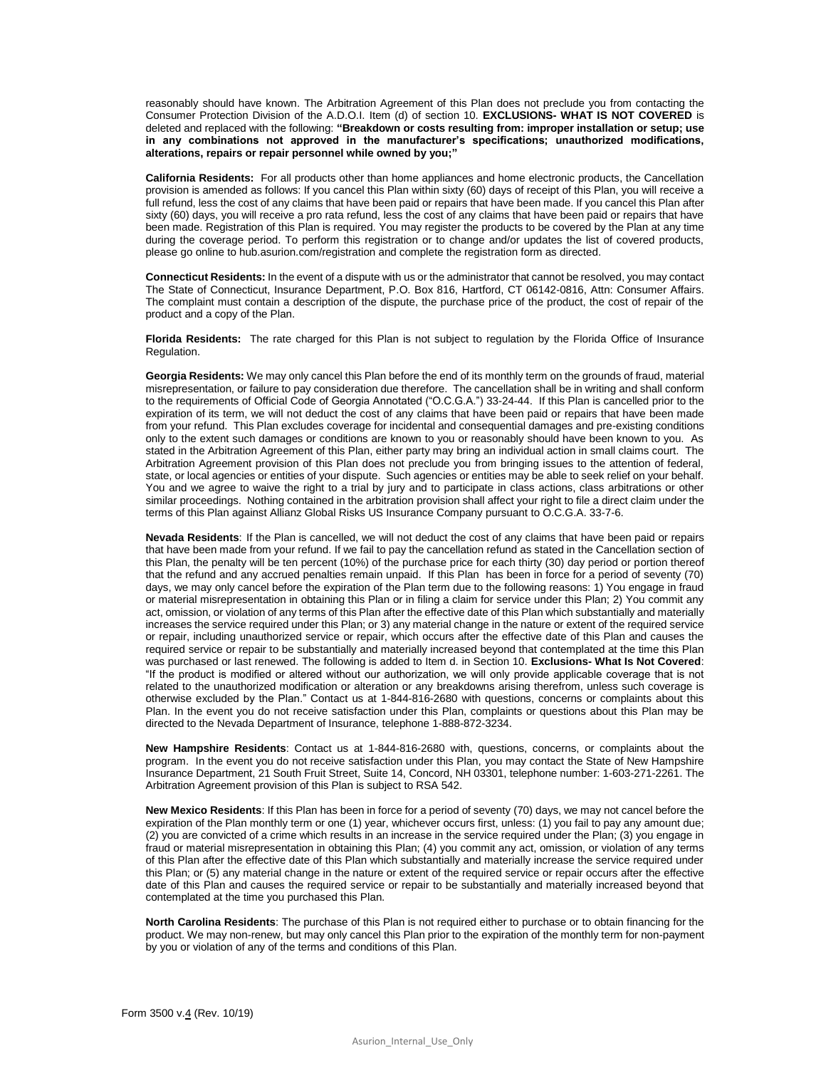reasonably should have known. The Arbitration Agreement of this Plan does not preclude you from contacting the Consumer Protection Division of the A.D.O.I. Item (d) of section 10. **EXCLUSIONS- WHAT IS NOT COVERED** is deleted and replaced with the following: **"Breakdown or costs resulting from: improper installation or setup; use in any combinations not approved in the manufacturer's specifications; unauthorized modifications, alterations, repairs or repair personnel while owned by you;"**

**California Residents:** For all products other than home appliances and home electronic products, the Cancellation provision is amended as follows: If you cancel this Plan within sixty (60) days of receipt of this Plan, you will receive a full refund, less the cost of any claims that have been paid or repairs that have been made. If you cancel this Plan after sixty (60) days, you will receive a pro rata refund, less the cost of any claims that have been paid or repairs that have been made. Registration of this Plan is required. You may register the products to be covered by the Plan at any time during the coverage period. To perform this registration or to change and/or updates the list of covered products, please go online to hub.asurion.com/registration and complete the registration form as directed.

**Connecticut Residents:** In the event of a dispute with us or the administrator that cannot be resolved, you may contact The State of Connecticut, Insurance Department, P.O. Box 816, Hartford, CT 06142-0816, Attn: Consumer Affairs. The complaint must contain a description of the dispute, the purchase price of the product, the cost of repair of the product and a copy of the Plan.

**Florida Residents:** The rate charged for this Plan is not subject to regulation by the Florida Office of Insurance Regulation.

**Georgia Residents:** We may only cancel this Plan before the end of its monthly term on the grounds of fraud, material misrepresentation, or failure to pay consideration due therefore. The cancellation shall be in writing and shall conform to the requirements of Official Code of Georgia Annotated ("O.C.G.A.") 33-24-44. If this Plan is cancelled prior to the expiration of its term, we will not deduct the cost of any claims that have been paid or repairs that have been made from your refund. This Plan excludes coverage for incidental and consequential damages and pre-existing conditions only to the extent such damages or conditions are known to you or reasonably should have been known to you. As stated in the Arbitration Agreement of this Plan, either party may bring an individual action in small claims court. The Arbitration Agreement provision of this Plan does not preclude you from bringing issues to the attention of federal, state, or local agencies or entities of your dispute. Such agencies or entities may be able to seek relief on your behalf. You and we agree to waive the right to a trial by jury and to participate in class actions, class arbitrations or other similar proceedings. Nothing contained in the arbitration provision shall affect your right to file a direct claim under the terms of this Plan against Allianz Global Risks US Insurance Company pursuant to O.C.G.A. 33-7-6.

**Nevada Residents**: If the Plan is cancelled, we will not deduct the cost of any claims that have been paid or repairs that have been made from your refund. If we fail to pay the cancellation refund as stated in the Cancellation section of this Plan, the penalty will be ten percent (10%) of the purchase price for each thirty (30) day period or portion thereof that the refund and any accrued penalties remain unpaid. If this Plan has been in force for a period of seventy (70) days, we may only cancel before the expiration of the Plan term due to the following reasons: 1) You engage in fraud or material misrepresentation in obtaining this Plan or in filing a claim for service under this Plan; 2) You commit any act, omission, or violation of any terms of this Plan after the effective date of this Plan which substantially and materially increases the service required under this Plan; or 3) any material change in the nature or extent of the required service or repair, including unauthorized service or repair, which occurs after the effective date of this Plan and causes the required service or repair to be substantially and materially increased beyond that contemplated at the time this Plan was purchased or last renewed. The following is added to Item d. in Section 10. **Exclusions- What Is Not Covered**: "If the product is modified or altered without our authorization, we will only provide applicable coverage that is not related to the unauthorized modification or alteration or any breakdowns arising therefrom, unless such coverage is otherwise excluded by the Plan." Contact us at 1-844-816-2680 with questions, concerns or complaints about this Plan. In the event you do not receive satisfaction under this Plan, complaints or questions about this Plan may be directed to the Nevada Department of Insurance, telephone 1-888-872-3234.

**New Hampshire Residents**: Contact us at 1-844-816-2680 with, questions, concerns, or complaints about the program. In the event you do not receive satisfaction under this Plan, you may contact the State of New Hampshire Insurance Department, 21 South Fruit Street, Suite 14, Concord, NH 03301, telephone number: 1-603-271-2261. The Arbitration Agreement provision of this Plan is subject to RSA 542.

**New Mexico Residents**: If this Plan has been in force for a period of seventy (70) days, we may not cancel before the expiration of the Plan monthly term or one (1) year, whichever occurs first, unless: (1) you fail to pay any amount due; (2) you are convicted of a crime which results in an increase in the service required under the Plan; (3) you engage in fraud or material misrepresentation in obtaining this Plan; (4) you commit any act, omission, or violation of any terms of this Plan after the effective date of this Plan which substantially and materially increase the service required under this Plan; or (5) any material change in the nature or extent of the required service or repair occurs after the effective date of this Plan and causes the required service or repair to be substantially and materially increased beyond that contemplated at the time you purchased this Plan.

**North Carolina Residents**: The purchase of this Plan is not required either to purchase or to obtain financing for the product. We may non-renew, but may only cancel this Plan prior to the expiration of the monthly term for non-payment by you or violation of any of the terms and conditions of this Plan.

Form 3500 v.4 (Rev. 10/19)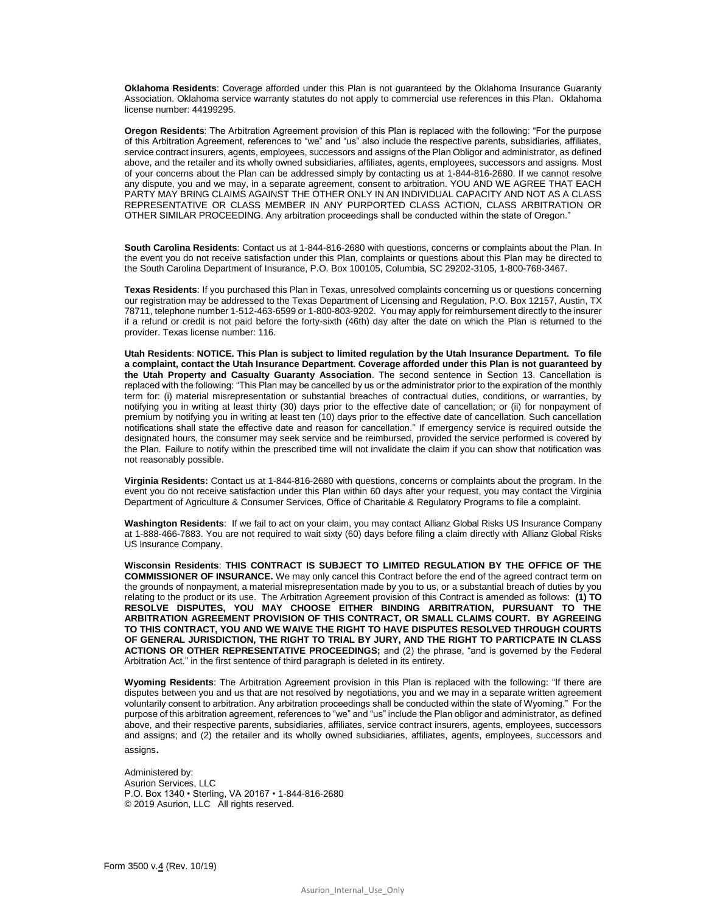**Oklahoma Residents**: Coverage afforded under this Plan is not guaranteed by the Oklahoma Insurance Guaranty Association. Oklahoma service warranty statutes do not apply to commercial use references in this Plan. Oklahoma license number: 44199295.

**Oregon Residents**: The Arbitration Agreement provision of this Plan is replaced with the following: "For the purpose of this Arbitration Agreement, references to "we" and "us" also include the respective parents, subsidiaries, affiliates, service contract insurers, agents, employees, successors and assigns of the Plan Obligor and administrator, as defined above, and the retailer and its wholly owned subsidiaries, affiliates, agents, employees, successors and assigns. Most of your concerns about the Plan can be addressed simply by contacting us at 1-844-816-2680. If we cannot resolve any dispute, you and we may, in a separate agreement, consent to arbitration. YOU AND WE AGREE THAT EACH PARTY MAY BRING CLAIMS AGAINST THE OTHER ONLY IN AN INDIVIDUAL CAPACITY AND NOT AS A CLASS REPRESENTATIVE OR CLASS MEMBER IN ANY PURPORTED CLASS ACTION, CLASS ARBITRATION OR OTHER SIMILAR PROCEEDING. Any arbitration proceedings shall be conducted within the state of Oregon."

**South Carolina Residents**: Contact us at 1-844-816-2680 with questions, concerns or complaints about the Plan. In the event you do not receive satisfaction under this Plan, complaints or questions about this Plan may be directed to the South Carolina Department of Insurance, P.O. Box 100105, Columbia, SC 29202-3105, 1-800-768-3467.

**Texas Residents**: If you purchased this Plan in Texas, unresolved complaints concerning us or questions concerning our registration may be addressed to the Texas Department of Licensing and Regulation, P.O. Box 12157, Austin, TX 78711, telephone number 1-512-463-6599 or 1-800-803-9202. You may apply for reimbursement directly to the insurer if a refund or credit is not paid before the forty-sixth (46th) day after the date on which the Plan is returned to the provider. Texas license number: 116.

**Utah Residents**: **NOTICE. This Plan is subject to limited regulation by the Utah Insurance Department. To file a complaint, contact the Utah Insurance Department. Coverage afforded under this Plan is not guaranteed by the Utah Property and Casualty Guaranty Association**. The second sentence in Section 13. Cancellation is replaced with the following: "This Plan may be cancelled by us or the administrator prior to the expiration of the monthly term for: (i) material misrepresentation or substantial breaches of contractual duties, conditions, or warranties, by notifying you in writing at least thirty (30) days prior to the effective date of cancellation; or (ii) for nonpayment of premium by notifying you in writing at least ten (10) days prior to the effective date of cancellation. Such cancellation notifications shall state the effective date and reason for cancellation." If emergency service is required outside the designated hours, the consumer may seek service and be reimbursed, provided the service performed is covered by the Plan. Failure to notify within the prescribed time will not invalidate the claim if you can show that notification was not reasonably possible.

**Virginia Residents:** Contact us at 1-844-816-2680 with questions, concerns or complaints about the program. In the event you do not receive satisfaction under this Plan within 60 days after your request, you may contact the Virginia Department of Agriculture & Consumer Services, Office of Charitable & Regulatory Programs to file a complaint.

**Washington Residents**: If we fail to act on your claim, you may contact Allianz Global Risks US Insurance Company at 1-888-466-7883. You are not required to wait sixty (60) days before filing a claim directly with Allianz Global Risks US Insurance Company.

**Wisconsin Residents**: **THIS CONTRACT IS SUBJECT TO LIMITED REGULATION BY THE OFFICE OF THE COMMISSIONER OF INSURANCE.** We may only cancel this Contract before the end of the agreed contract term on the grounds of nonpayment, a material misrepresentation made by you to us, or a substantial breach of duties by you relating to the product or its use. The Arbitration Agreement provision of this Contract is amended as follows: **(1) TO RESOLVE DISPUTES, YOU MAY CHOOSE EITHER BINDING ARBITRATION, PURSUANT TO THE ARBITRATION AGREEMENT PROVISION OF THIS CONTRACT, OR SMALL CLAIMS COURT. BY AGREEING TO THIS CONTRACT, YOU AND WE WAIVE THE RIGHT TO HAVE DISPUTES RESOLVED THROUGH COURTS OF GENERAL JURISDICTION, THE RIGHT TO TRIAL BY JURY, AND THE RIGHT TO PARTICPATE IN CLASS ACTIONS OR OTHER REPRESENTATIVE PROCEEDINGS;** and (2) the phrase, "and is governed by the Federal Arbitration Act." in the first sentence of third paragraph is deleted in its entirety.

**Wyoming Residents**: The Arbitration Agreement provision in this Plan is replaced with the following: "If there are disputes between you and us that are not resolved by negotiations, you and we may in a separate written agreement voluntarily consent to arbitration. Any arbitration proceedings shall be conducted within the state of Wyoming." For the purpose of this arbitration agreement, references to "we" and "us" include the Plan obligor and administrator, as defined above, and their respective parents, subsidiaries, affiliates, service contract insurers, agents, employees, successors and assigns; and (2) the retailer and its wholly owned subsidiaries, affiliates, agents, employees, successors and assigns.

Administered by:
Asurion Services, LLC
P.O. Box 1340 • Sterling, VA 20167 • 1-844-816-2680
© 2019 Asurion, LLC All rights reserved.

Form 3500 v.4 (Rev. 10/19)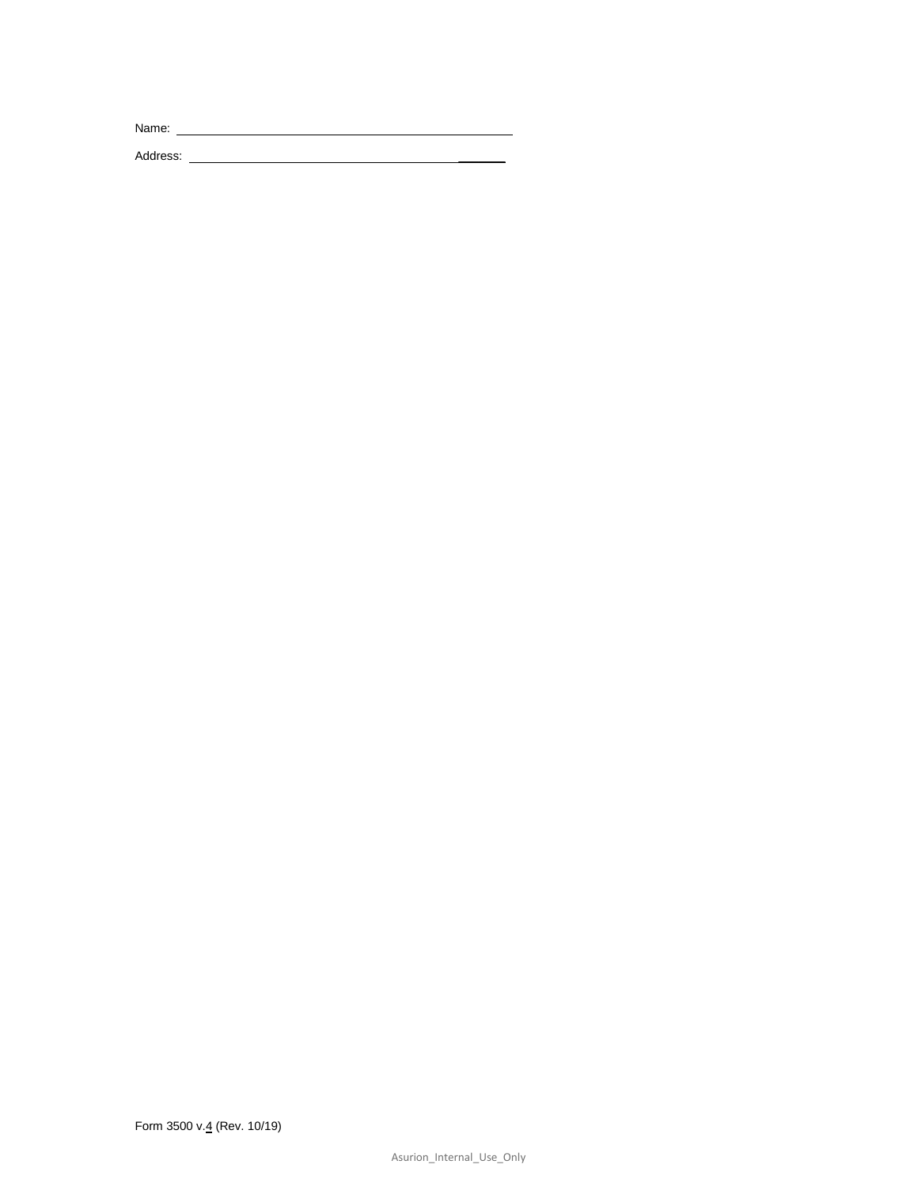Name: ______________________________________________

Address: ___________________________________________

Form 3500 v.4 (Rev. 10/19)

Asurion_Internal_Use_Only